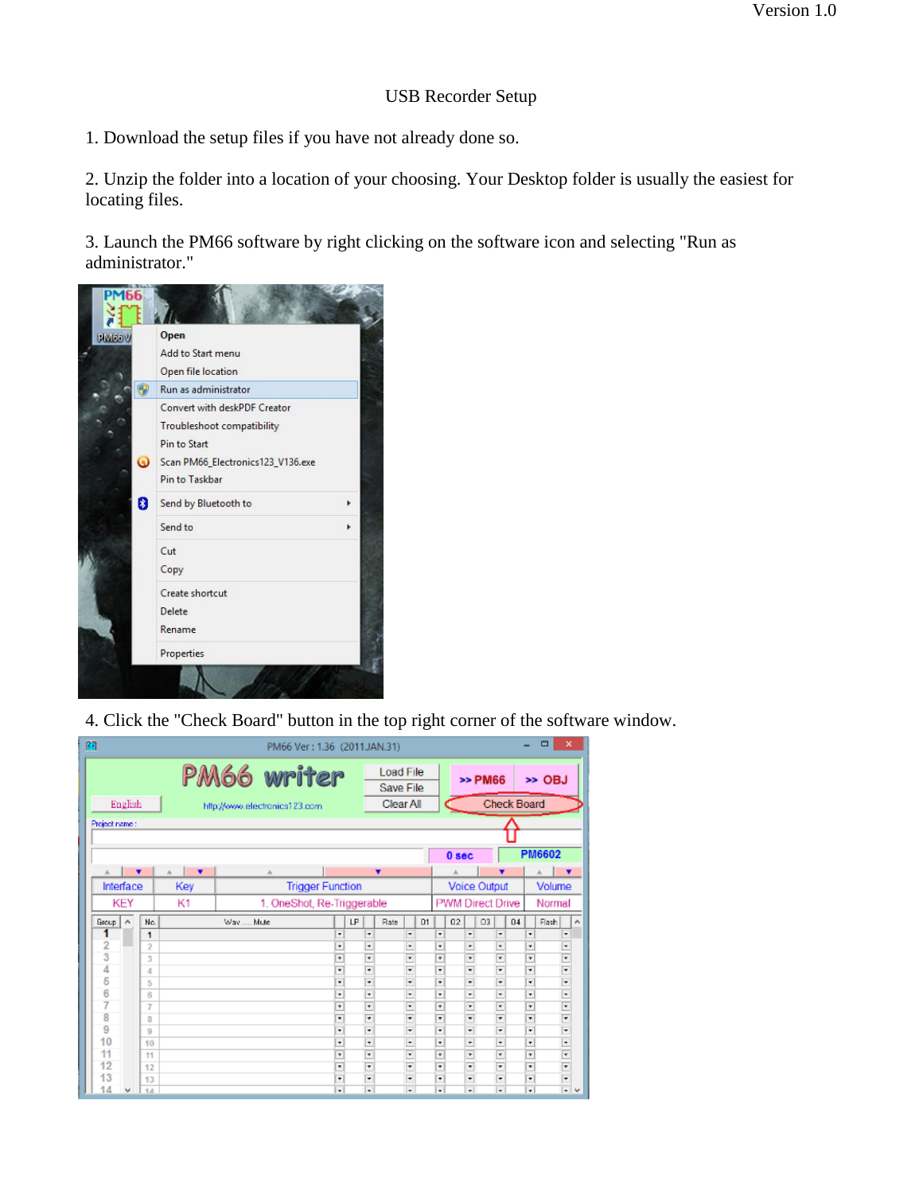Version 1.0

# USB Recorder Setup

1. Download the setup files if you have not already done so.

2. Unzip the folder into a location of your choosing. Your Desktop folder is usually the easiest for locating files.

3. Launch the PM66 software by right clicking on the software icon and selecting "Run as administrator."

4. Click the "Check Board" button in the top right corner of the software window.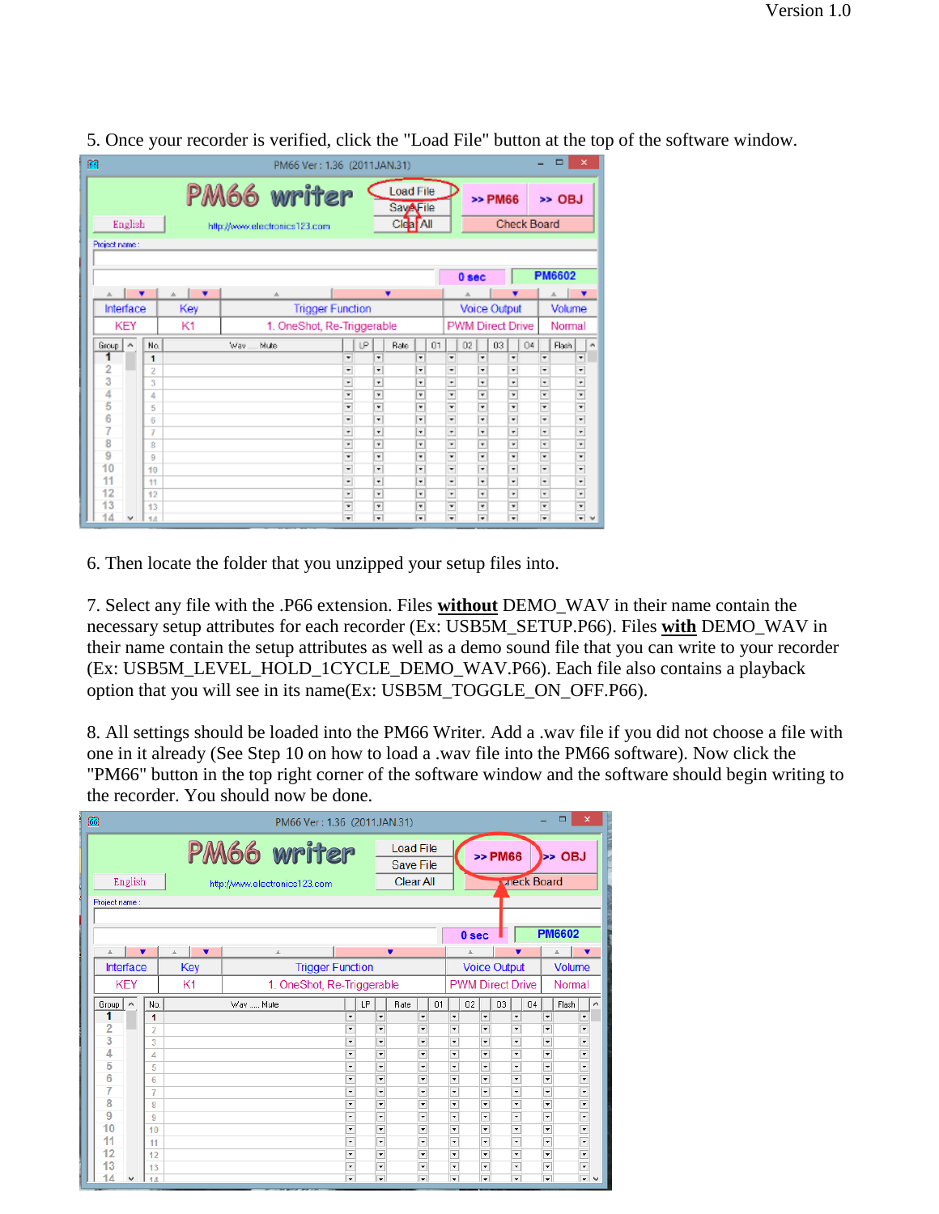5. Once your recorder is verified, click the "Load File" button at the top of the software window.

6. Then locate the folder that you unzipped your setup files into.

7. Select any file with the .P66 extension. Files **without** DEMO_WAV in their name contain the necessary setup attributes for each recorder (Ex: USB5M_SETUP.P66). Files **with** DEMO_WAV in their name contain the setup attributes as well as a demo sound file that you can write to your recorder (Ex: USB5M_LEVEL_HOLD_1CYCLE_DEMO_WAV.P66). Each file also contains a playback option that you will see in its name(Ex: USB5M_TOGGLE_ON_OFF.P66).

8. All settings should be loaded into the PM66 Writer. Add a .wav file if you did not choose a file with one in it already (See Step 10 on how to load a .wav file into the PM66 software). Now click the "PM66" button in the top right corner of the software window and the software should begin writing to the recorder. You should now be done.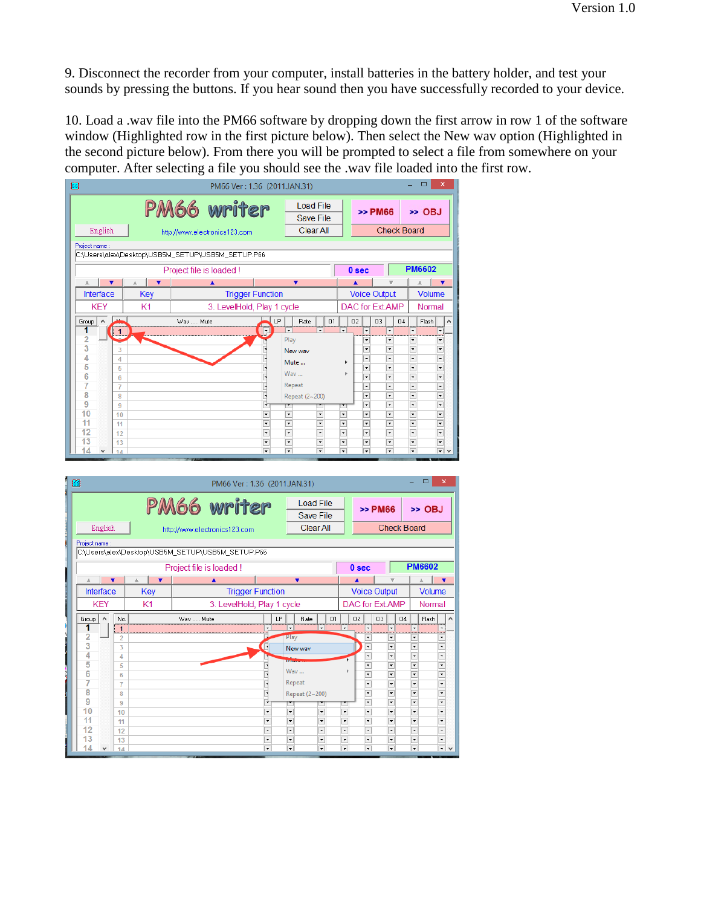9. Disconnect the recorder from your computer, install batteries in the battery holder, and test your sounds by pressing the buttons. If you hear sound then you have successfully recorded to your device.

10. Load a .wav file into the PM66 software by dropping down the first arrow in row 1 of the software window (Highlighted row in the first picture below). Then select the New wav option (Highlighted in the second picture below). From there you will be prompted to select a file from somewhere on your computer. After selecting a file you should see the .wav file loaded into the first row.